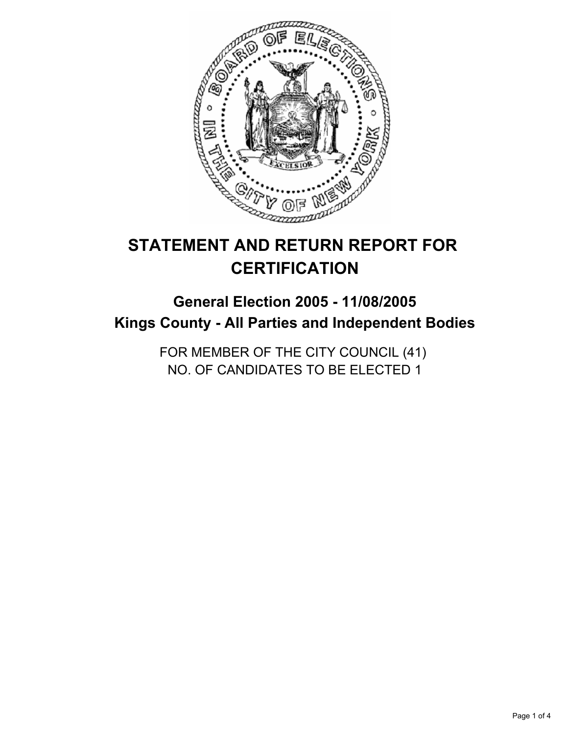# STATEMENT AND RETURN REPORT FOR CERTIFICATION

## General Election 2005 - 11/08/2005
## Kings County - All Parties and Independent Bodies

FOR MEMBER OF THE CITY COUNCIL (41)
NO. OF CANDIDATES TO BE ELECTED 1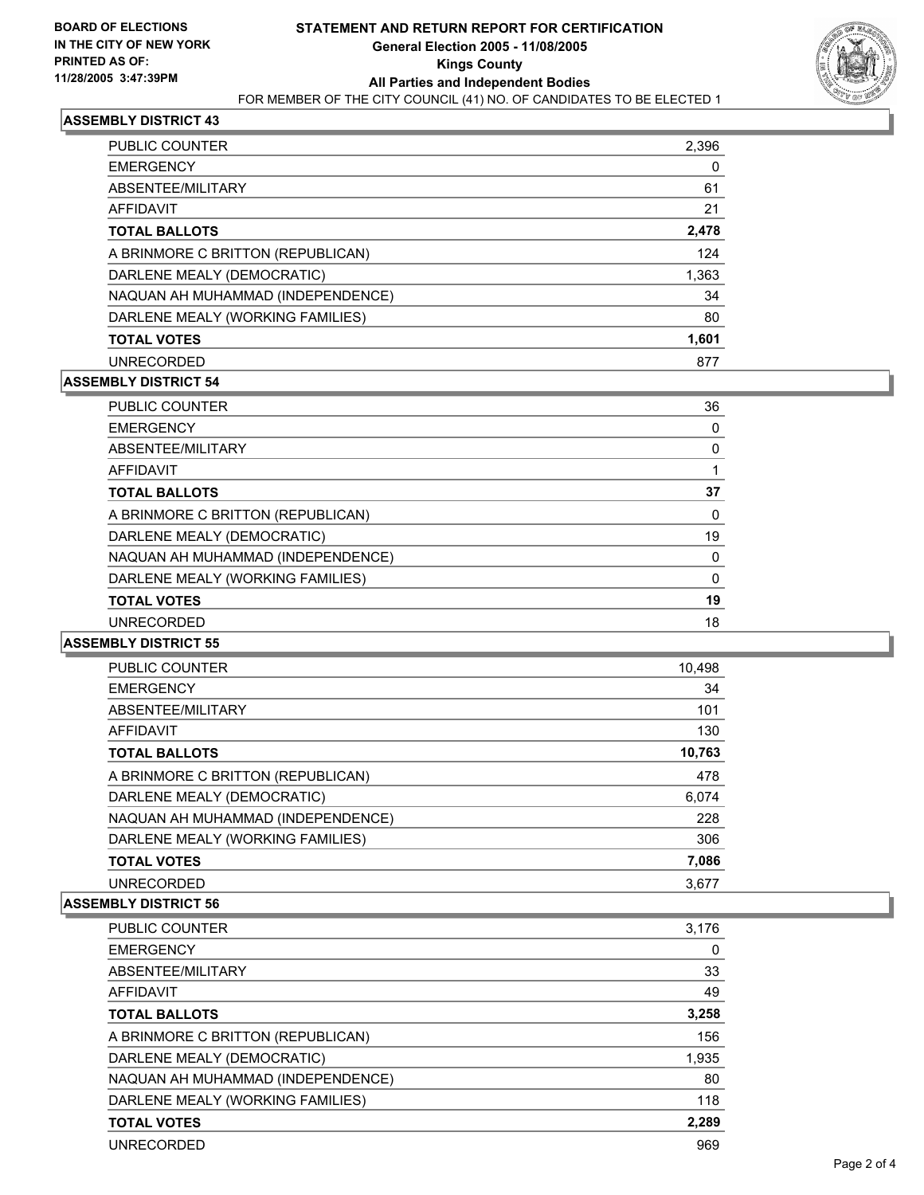**BOARD OF ELECTIONS IN THE CITY OF NEW YORK PRINTED AS OF: 11/28/2005 3:47:39PM**

# STATEMENT AND RETURN REPORT FOR CERTIFICATION
## General Election 2005 - 11/08/2005
## Kings County
## All Parties and Independent Bodies
FOR MEMBER OF THE CITY COUNCIL (41) NO. OF CANDIDATES TO BE ELECTED 1

### ASSEMBLY DISTRICT 43

| | |
|---|---|
| PUBLIC COUNTER | 2,396 |
| EMERGENCY | 0 |
| ABSENTEE/MILITARY | 61 |
| AFFIDAVIT | 21 |
| **TOTAL BALLOTS** | **2,478** |
| A BRINMORE C BRITTON (REPUBLICAN) | 124 |
| DARLENE MEALY (DEMOCRATIC) | 1,363 |
| NAQUAN AH MUHAMMAD (INDEPENDENCE) | 34 |
| DARLENE MEALY (WORKING FAMILIES) | 80 |
| **TOTAL VOTES** | **1,601** |
| UNRECORDED | 877 |

### ASSEMBLY DISTRICT 54

| | |
|---|---|
| PUBLIC COUNTER | 36 |
| EMERGENCY | 0 |
| ABSENTEE/MILITARY | 0 |
| AFFIDAVIT | 1 |
| **TOTAL BALLOTS** | **37** |
| A BRINMORE C BRITTON (REPUBLICAN) | 0 |
| DARLENE MEALY (DEMOCRATIC) | 19 |
| NAQUAN AH MUHAMMAD (INDEPENDENCE) | 0 |
| DARLENE MEALY (WORKING FAMILIES) | 0 |
| **TOTAL VOTES** | **19** |
| UNRECORDED | 18 |

### ASSEMBLY DISTRICT 55

| | |
|---|---|
| PUBLIC COUNTER | 10,498 |
| EMERGENCY | 34 |
| ABSENTEE/MILITARY | 101 |
| AFFIDAVIT | 130 |
| **TOTAL BALLOTS** | **10,763** |
| A BRINMORE C BRITTON (REPUBLICAN) | 478 |
| DARLENE MEALY (DEMOCRATIC) | 6,074 |
| NAQUAN AH MUHAMMAD (INDEPENDENCE) | 228 |
| DARLENE MEALY (WORKING FAMILIES) | 306 |
| **TOTAL VOTES** | **7,086** |
| UNRECORDED | 3,677 |

### ASSEMBLY DISTRICT 56

| | |
|---|---|
| PUBLIC COUNTER | 3,176 |
| EMERGENCY | 0 |
| ABSENTEE/MILITARY | 33 |
| AFFIDAVIT | 49 |
| **TOTAL BALLOTS** | **3,258** |
| A BRINMORE C BRITTON (REPUBLICAN) | 156 |
| DARLENE MEALY (DEMOCRATIC) | 1,935 |
| NAQUAN AH MUHAMMAD (INDEPENDENCE) | 80 |
| DARLENE MEALY (WORKING FAMILIES) | 118 |
| **TOTAL VOTES** | **2,289** |
| UNRECORDED | 969 |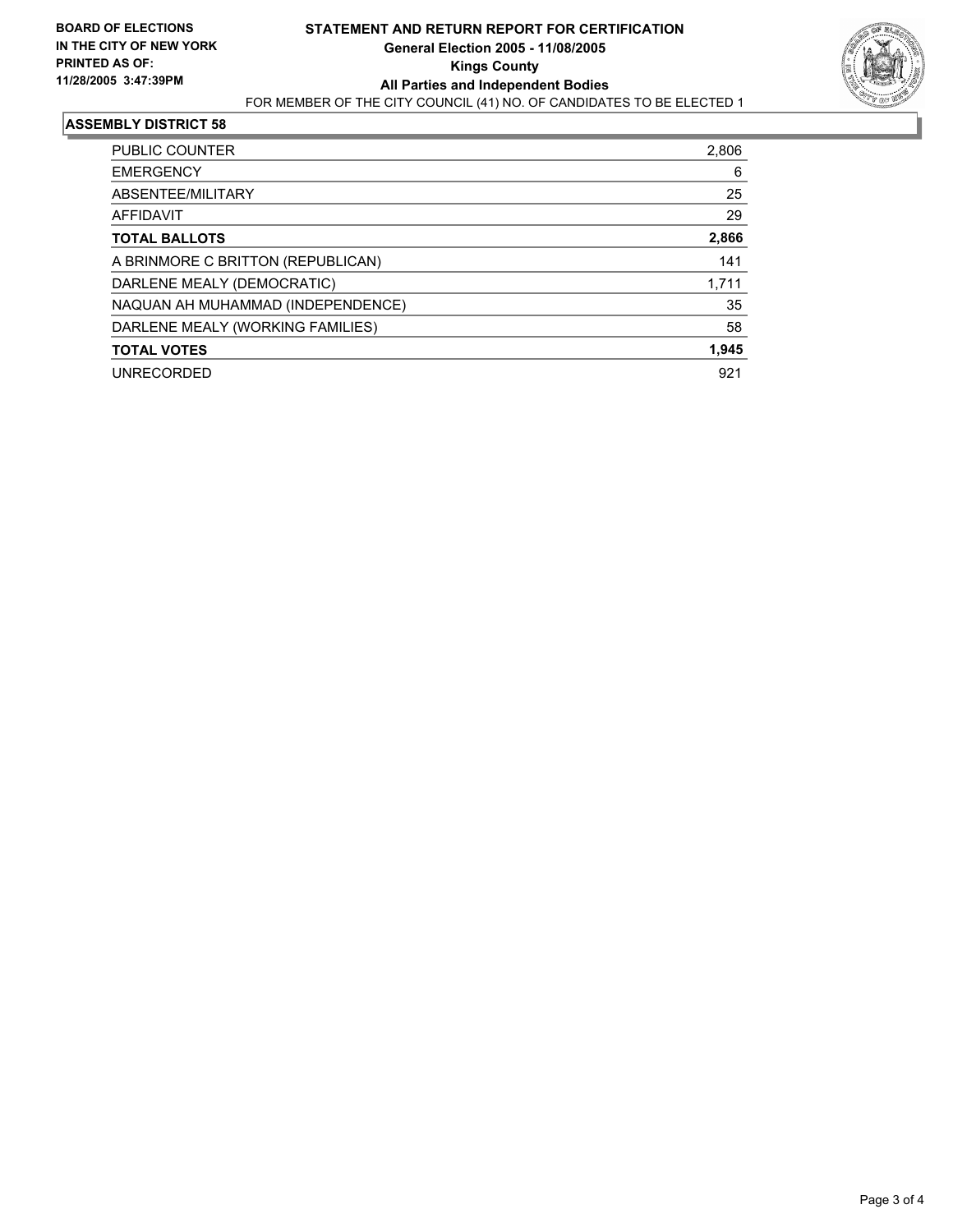**BOARD OF ELECTIONS IN THE CITY OF NEW YORK PRINTED AS OF: 11/28/2005 3:47:39PM**

# STATEMENT AND RETURN REPORT FOR CERTIFICATION
## General Election 2005 - 11/08/2005
## Kings County
## All Parties and Independent Bodies

FOR MEMBER OF THE CITY COUNCIL (41) NO. OF CANDIDATES TO BE ELECTED 1

### ASSEMBLY DISTRICT 58

| | |
|---|---|
| PUBLIC COUNTER | 2,806 |
| EMERGENCY | 6 |
| ABSENTEE/MILITARY | 25 |
| AFFIDAVIT | 29 |
| **TOTAL BALLOTS** | **2,866** |
| A BRINMORE C BRITTON (REPUBLICAN) | 141 |
| DARLENE MEALY (DEMOCRATIC) | 1,711 |
| NAQUAN AH MUHAMMAD (INDEPENDENCE) | 35 |
| DARLENE MEALY (WORKING FAMILIES) | 58 |
| **TOTAL VOTES** | **1,945** |
| UNRECORDED | 921 |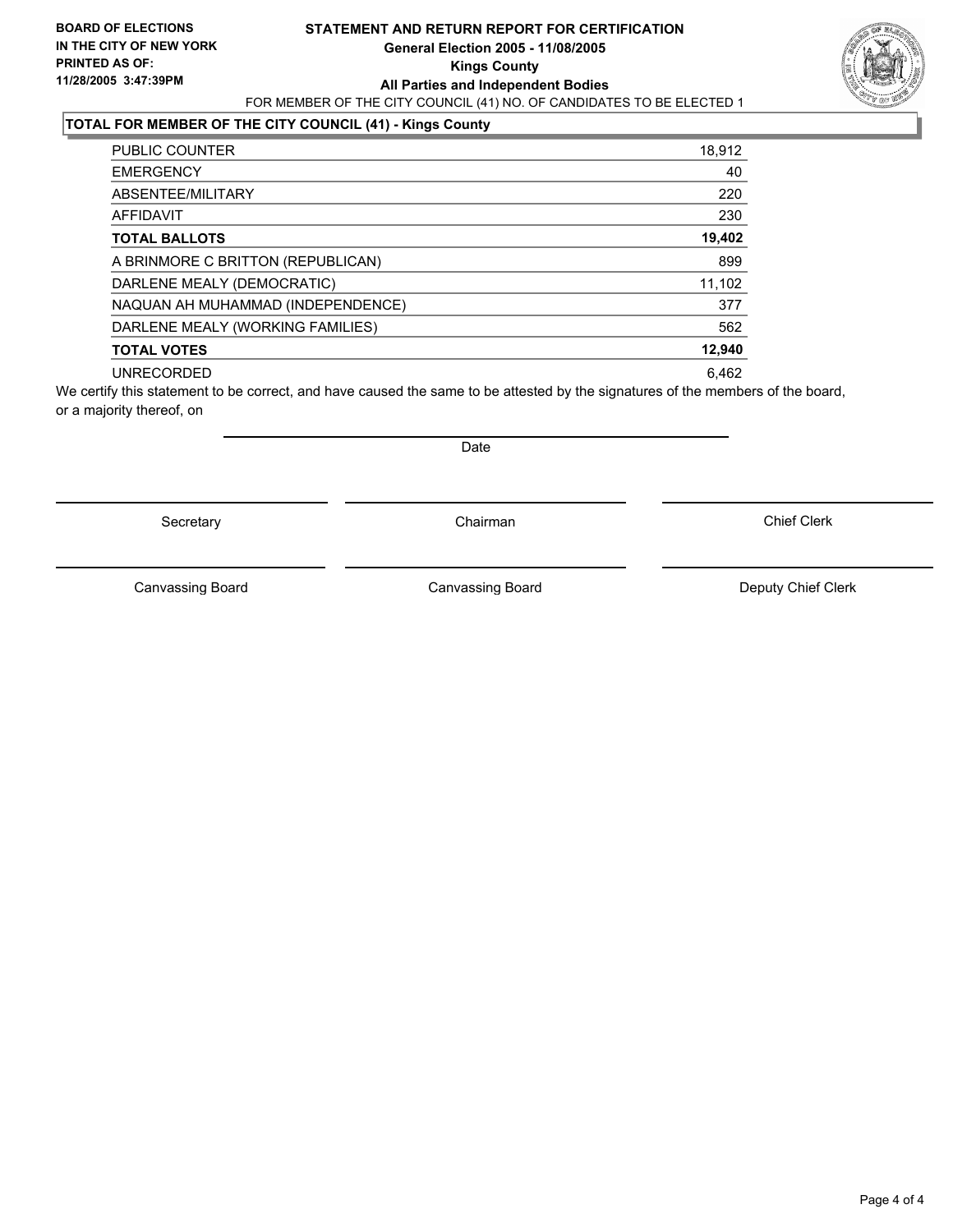**BOARD OF ELECTIONS IN THE CITY OF NEW YORK PRINTED AS OF: 11/28/2005 3:47:39PM**

# STATEMENT AND RETURN REPORT FOR CERTIFICATION
## General Election 2005 - 11/08/2005
## Kings County
## All Parties and Independent Bodies

FOR MEMBER OF THE CITY COUNCIL (41) NO. OF CANDIDATES TO BE ELECTED 1

### TOTAL FOR MEMBER OF THE CITY COUNCIL (41) - Kings County

| | |
|---|---|
| PUBLIC COUNTER | 18,912 |
| EMERGENCY | 40 |
| ABSENTEE/MILITARY | 220 |
| AFFIDAVIT | 230 |
| **TOTAL BALLOTS** | **19,402** |
| A BRINMORE C BRITTON (REPUBLICAN) | 899 |
| DARLENE MEALY (DEMOCRATIC) | 11,102 |
| NAQUAN AH MUHAMMAD (INDEPENDENCE) | 377 |
| DARLENE MEALY (WORKING FAMILIES) | 562 |
| **TOTAL VOTES** | **12,940** |
| UNRECORDED | 6,462 |

We certify this statement to be correct, and have caused the same to be attested by the signatures of the members of the board, or a majority thereof, on

Date

Secretary | Chairman | Chief Clerk

Canvassing Board | Canvassing Board | Deputy Chief Clerk